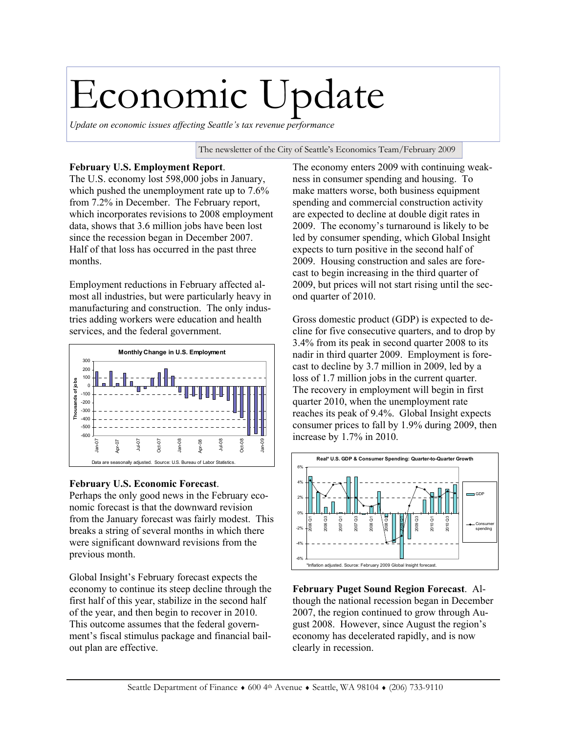# Economic Update

*Update on economic issues affecting Seattle's tax revenue performance*

The newsletter of the City of Seattle's Economics Team/February 2009

**February U.S. Employment Report**.
The U.S. economy lost 598,000 jobs in January, which pushed the unemployment rate up to 7.6% from 7.2% in December. The February report, which incorporates revisions to 2008 employment data, shows that 3.6 million jobs have been lost since the recession began in December 2007. Half of that loss has occurred in the past three months.

Employment reductions in February affected almost all industries, but were particularly heavy in manufacturing and construction. The only industries adding workers were education and health services, and the federal government.

Monthly Change in U.S. Employment

Data are seasonally adjusted. Source: U.S. Bureau of Labor Statistics.

**February U.S. Economic Forecast**.
Perhaps the only good news in the February economic forecast is that the downward revision from the January forecast was fairly modest. This breaks a string of several months in which there were significant downward revisions from the previous month.

Global Insight's February forecast expects the economy to continue its steep decline through the first half of this year, stabilize in the second half of the year, and then begin to recover in 2010. This outcome assumes that the federal government's fiscal stimulus package and financial bailout plan are effective.

The economy enters 2009 with continuing weakness in consumer spending and housing. To make matters worse, both business equipment spending and commercial construction activity are expected to decline at double digit rates in 2009. The economy's turnaround is likely to be led by consumer spending, which Global Insight expects to turn positive in the second half of 2009. Housing construction and sales are forecast to begin increasing in the third quarter of 2009, but prices will not start rising until the second quarter of 2010.

Gross domestic product (GDP) is expected to decline for five consecutive quarters, and to drop by 3.4% from its peak in second quarter 2008 to its nadir in third quarter 2009. Employment is forecast to decline by 3.7 million in 2009, led by a loss of 1.7 million jobs in the current quarter. The recovery in employment will begin in first quarter 2010, when the unemployment rate reaches its peak of 9.4%. Global Insight expects consumer prices to fall by 1.9% during 2009, then increase by 1.7% in 2010.

Real* U.S. GDP & Consumer Spending: Quarter-to-Quarter Growth

*Inflation adjusted. Source: February 2009 Global Insight forecast.

**February Puget Sound Region Forecast**. Although the national recession began in December 2007, the region continued to grow through August 2008. However, since August the region's economy has decelerated rapidly, and is now clearly in recession.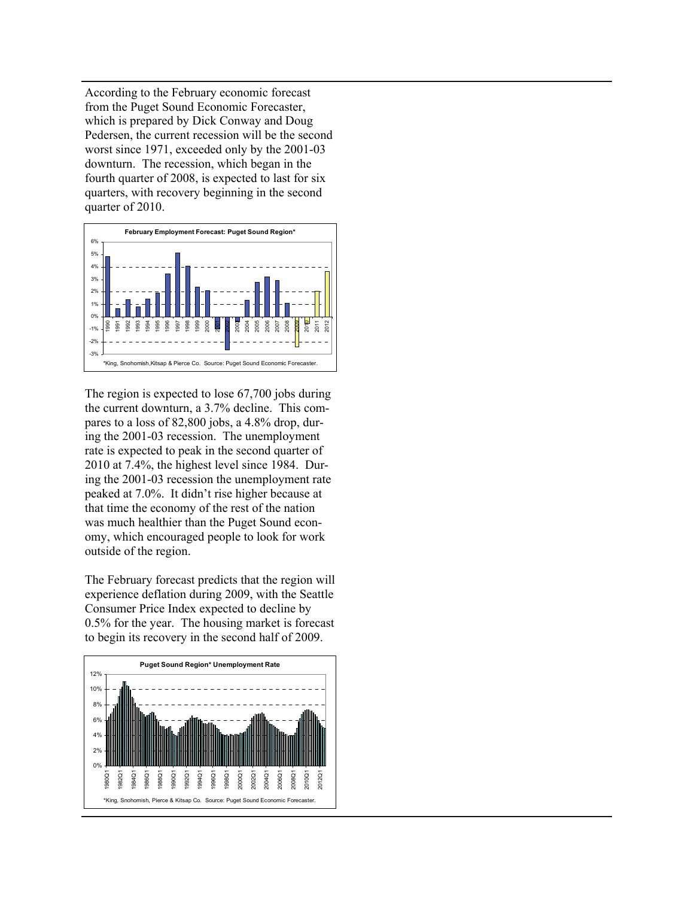According to the February economic forecast from the Puget Sound Economic Forecaster, which is prepared by Dick Conway and Doug Pedersen, the current recession will be the second worst since 1971, exceeded only by the 2001-03 downturn. The recession, which began in the fourth quarter of 2008, is expected to last for six quarters, with recovery beginning in the second quarter of 2010.

February Employment Forecast: Puget Sound Region*

6%
5%
4%
3%
2%
1%
0%
-1%
-2%
-3%

1990 1991 1992 1993 1994 1995 1996 1997 1998 1999 2000 2001 2002 2003 2004 2005 2006 2007 2008 2009 2010 2011 2012

*King, Snohomish, Kitsap & Pierce Co. Source: Puget Sound Economic Forecaster.

The region is expected to lose 67,700 jobs during the current downturn, a 3.7% decline. This compares to a loss of 82,800 jobs, a 4.8% drop, during the 2001-03 recession. The unemployment rate is expected to peak in the second quarter of 2010 at 7.4%, the highest level since 1984. During the 2001-03 recession the unemployment rate peaked at 7.0%. It didn't rise higher because at that time the economy of the rest of the nation was much healthier than the Puget Sound economy, which encouraged people to look for work outside of the region.

The February forecast predicts that the region will experience deflation during 2009, with the Seattle Consumer Price Index expected to decline by 0.5% for the year. The housing market is forecast to begin its recovery in the second half of 2009.

Puget Sound Region* Unemployment Rate

12%
10%
8%
6%
4%
2%
0%

1980Q1 1982Q1 1984Q1 1986Q1 1988Q1 1990Q1 1992Q1 1994Q1 1996Q1 1998Q1 2000Q1 2002Q1 2004Q1 2006Q1 2008Q1 2010Q1 2012Q1

*King, Snohomish, Pierce & Kitsap Co. Source: Puget Sound Economic Forecaster.